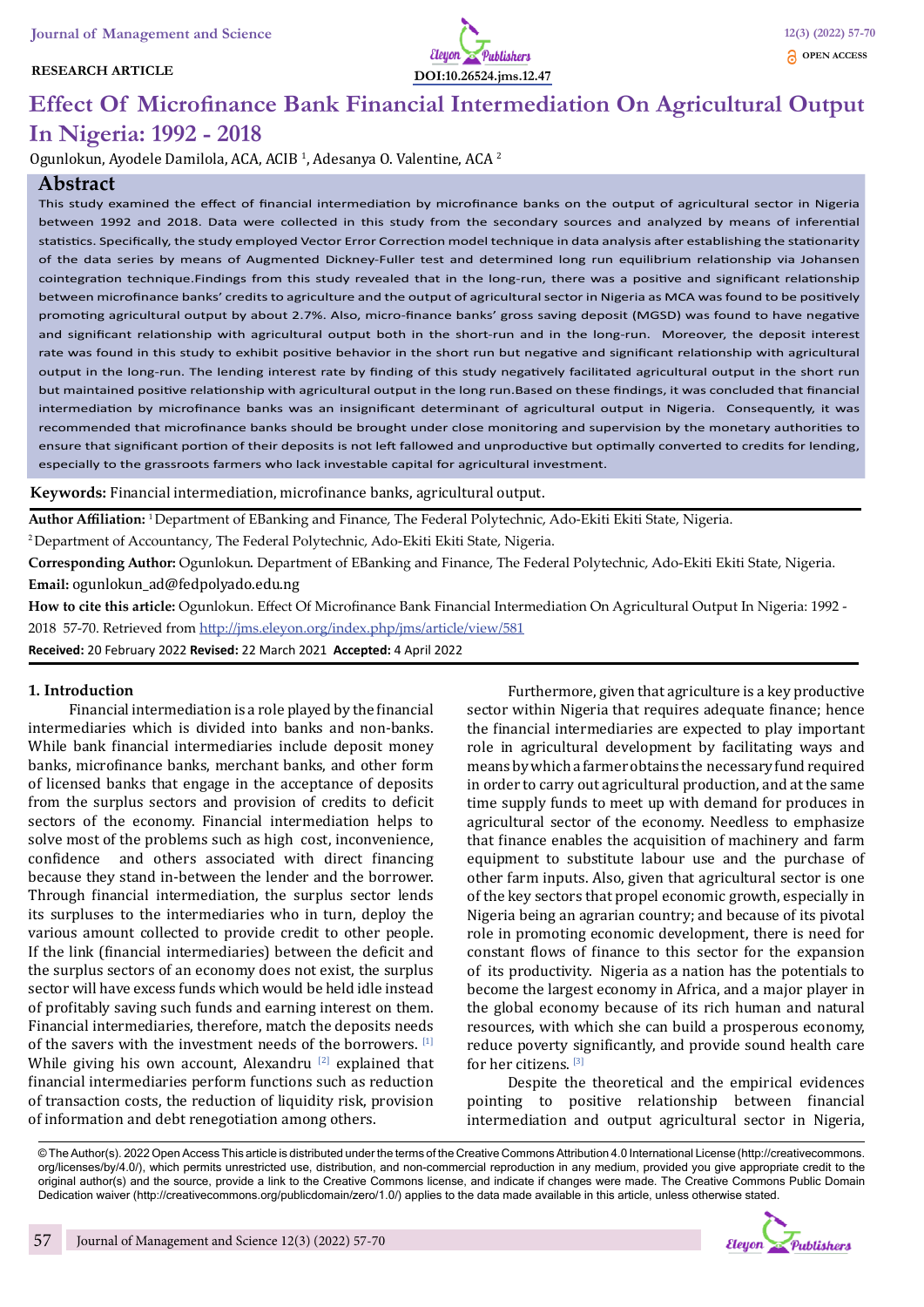RESEARCH ARTICLE

DOI:10.26524.jms.12.47

OPEN ACCESS

# Effect Of Microfinance Bank Financial Intermediation On Agricultural Output In Nigeria: 1992 - 2018

Ogunlokun, Ayodele Damilola, ACA, ACIB [1], Adesanya O. Valentine, ACA [2]

## Abstract

This study examined the effect of financial intermediation by microfinance banks on the output of agricultural sector in Nigeria between 1992 and 2018. Data were collected in this study from the secondary sources and analyzed by means of inferential statistics. Specifically, the study employed Vector Error Correction model technique in data analysis after establishing the stationarity of the data series by means of Augmented Dickney-Fuller test and determined long run equilibrium relationship via Johansen cointegration technique.Findings from this study revealed that in the long-run, there was a positive and significant relationship between microfinance banks' credits to agriculture and the output of agricultural sector in Nigeria as MCA was found to be positively promoting agricultural output by about 2.7%. Also, micro-finance banks' gross saving deposit (MGSD) was found to have negative and significant relationship with agricultural output both in the short-run and in the long-run. Moreover, the deposit interest rate was found in this study to exhibit positive behavior in the short run but negative and significant relationship with agricultural output in the long-run. The lending interest rate by finding of this study negatively facilitated agricultural output in the short run but maintained positive relationship with agricultural output in the long run.Based on these findings, it was concluded that financial intermediation by microfinance banks was an insignificant determinant of agricultural output in Nigeria. Consequently, it was recommended that microfinance banks should be brought under close monitoring and supervision by the monetary authorities to ensure that significant portion of their deposits is not left fallowed and unproductive but optimally converted to credits for lending, especially to the grassroots farmers who lack investable capital for agricultural investment.

**Keywords:** Financial intermediation, microfinance banks, agricultural output.

**Author Affiliation:** [1] Department of EBanking and Finance, The Federal Polytechnic, Ado-Ekiti Ekiti State, Nigeria.

[2] Department of Accountancy, The Federal Polytechnic, Ado-Ekiti Ekiti State, Nigeria.

**Corresponding Author:** Ogunlokun. Department of EBanking and Finance, The Federal Polytechnic, Ado-Ekiti Ekiti State, Nigeria.

**Email:** ogunlokun_ad@fedpolyado.edu.ng

**How to cite this article:** Ogunlokun. Effect Of Microfinance Bank Financial Intermediation On Agricultural Output In Nigeria: 1992 - 2018 57-70. Retrieved from http://jms.eleyon.org/index.php/jms/article/view/581

**Received:** 20 February 2022 **Revised:** 22 March 2021 **Accepted:** 4 April 2022

## 1. Introduction

Financial intermediation is a role played by the financial intermediaries which is divided into banks and non-banks. While bank financial intermediaries include deposit money banks, microfinance banks, merchant banks, and other form of licensed banks that engage in the acceptance of deposits from the surplus sectors and provision of credits to deficit sectors of the economy. Financial intermediation helps to solve most of the problems such as high cost, inconvenience, confidence and others associated with direct financing because they stand in-between the lender and the borrower. Through financial intermediation, the surplus sector lends its surpluses to the intermediaries who in turn, deploy the various amount collected to provide credit to other people. If the link (financial intermediaries) between the deficit and the surplus sectors of an economy does not exist, the surplus sector will have excess funds which would be held idle instead of profitably saving such funds and earning interest on them. Financial intermediaries, therefore, match the deposits needs of the savers with the investment needs of the borrowers. [1] While giving his own account, Alexandru [2] explained that financial intermediaries perform functions such as reduction of transaction costs, the reduction of liquidity risk, provision of information and debt renegotiation among others.

Furthermore, given that agriculture is a key productive sector within Nigeria that requires adequate finance; hence the financial intermediaries are expected to play important role in agricultural development by facilitating ways and means by which a farmer obtains the necessary fund required in order to carry out agricultural production, and at the same time supply funds to meet up with demand for produces in agricultural sector of the economy. Needless to emphasize that finance enables the acquisition of machinery and farm equipment to substitute labour use and the purchase of other farm inputs. Also, given that agricultural sector is one of the key sectors that propel economic growth, especially in Nigeria being an agrarian country; and because of its pivotal role in promoting economic development, there is need for constant flows of finance to this sector for the expansion of its productivity. Nigeria as a nation has the potentials to become the largest economy in Africa, and a major player in the global economy because of its rich human and natural resources, with which she can build a prosperous economy, reduce poverty significantly, and provide sound health care for her citizens. [3]

Despite the theoretical and the empirical evidences pointing to positive relationship between financial intermediation and output agricultural sector in Nigeria,

© The Author(s). 2022 Open Access This article is distributed under the terms of the Creative Commons Attribution 4.0 International License (http://creativecommons.org/licenses/by/4.0/), which permits unrestricted use, distribution, and non-commercial reproduction in any medium, provided you give appropriate credit to the original author(s) and the source, provide a link to the Creative Commons license, and indicate if changes were made. The Creative Commons Public Domain Dedication waiver (http://creativecommons.org/publicdomain/zero/1.0/) applies to the data made available in this article, unless otherwise stated.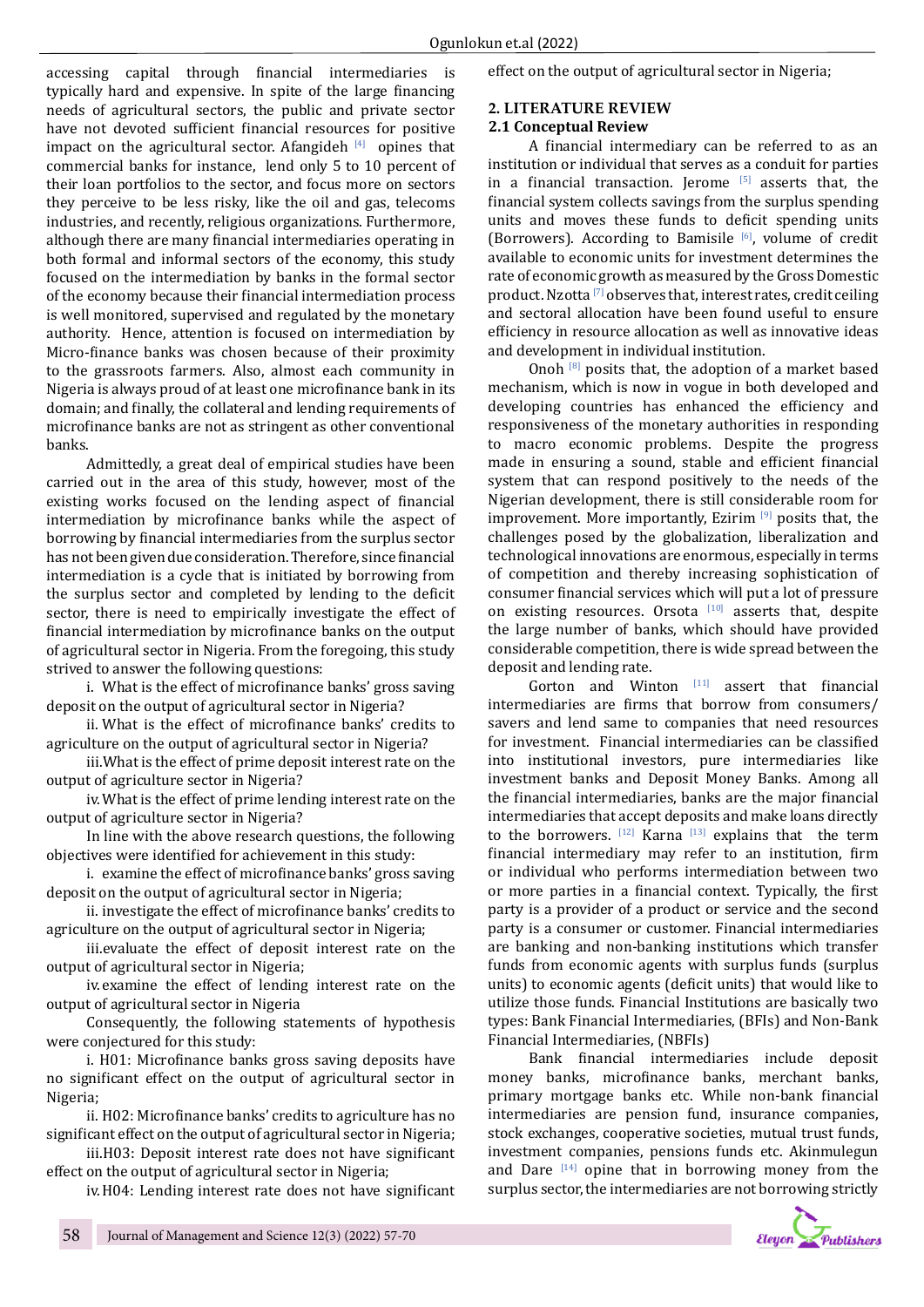accessing capital through financial intermediaries is typically hard and expensive. In spite of the large financing needs of agricultural sectors, the public and private sector have not devoted sufficient financial resources for positive impact on the agricultural sector. Afangideh [4] opines that commercial banks for instance, lend only 5 to 10 percent of their loan portfolios to the sector, and focus more on sectors they perceive to be less risky, like the oil and gas, telecoms industries, and recently, religious organizations. Furthermore, although there are many financial intermediaries operating in both formal and informal sectors of the economy, this study focused on the intermediation by banks in the formal sector of the economy because their financial intermediation process is well monitored, supervised and regulated by the monetary authority. Hence, attention is focused on intermediation by Micro-finance banks was chosen because of their proximity to the grassroots farmers. Also, almost each community in Nigeria is always proud of at least one microfinance bank in its domain; and finally, the collateral and lending requirements of microfinance banks are not as stringent as other conventional banks.

Admittedly, a great deal of empirical studies have been carried out in the area of this study, however, most of the existing works focused on the lending aspect of financial intermediation by microfinance banks while the aspect of borrowing by financial intermediaries from the surplus sector has not been given due consideration. Therefore, since financial intermediation is a cycle that is initiated by borrowing from the surplus sector and completed by lending to the deficit sector, there is need to empirically investigate the effect of financial intermediation by microfinance banks on the output of agricultural sector in Nigeria. From the foregoing, this study strived to answer the following questions:

i. What is the effect of microfinance banks' gross saving deposit on the output of agricultural sector in Nigeria?

ii. What is the effect of microfinance banks' credits to agriculture on the output of agricultural sector in Nigeria?

iii. What is the effect of prime deposit interest rate on the output of agriculture sector in Nigeria?

iv. What is the effect of prime lending interest rate on the output of agriculture sector in Nigeria?

In line with the above research questions, the following objectives were identified for achievement in this study:

i. examine the effect of microfinance banks' gross saving deposit on the output of agricultural sector in Nigeria;

ii. investigate the effect of microfinance banks' credits to agriculture on the output of agricultural sector in Nigeria;

iii. evaluate the effect of deposit interest rate on the output of agricultural sector in Nigeria;

iv. examine the effect of lending interest rate on the output of agricultural sector in Nigeria

Consequently, the following statements of hypothesis were conjectured for this study:

i. H01: Microfinance banks gross saving deposits have no significant effect on the output of agricultural sector in Nigeria;

ii. H02: Microfinance banks' credits to agriculture has no significant effect on the output of agricultural sector in Nigeria;

iii. H03: Deposit interest rate does not have significant effect on the output of agricultural sector in Nigeria;

iv. H04: Lending interest rate does not have significant effect on the output of agricultural sector in Nigeria;

## 2. LITERATURE REVIEW

### 2.1 Conceptual Review

A financial intermediary can be referred to as an institution or individual that serves as a conduit for parties in a financial transaction. Jerome [5] asserts that, the financial system collects savings from the surplus spending units and moves these funds to deficit spending units (Borrowers). According to Bamisile [6], volume of credit available to economic units for investment determines the rate of economic growth as measured by the Gross Domestic product. Nzotta [7] observes that, interest rates, credit ceiling and sectoral allocation have been found useful to ensure efficiency in resource allocation as well as innovative ideas and development in individual institution.

Onoh [8] posits that, the adoption of a market based mechanism, which is now in vogue in both developed and developing countries has enhanced the efficiency and responsiveness of the monetary authorities in responding to macro economic problems. Despite the progress made in ensuring a sound, stable and efficient financial system that can respond positively to the needs of the Nigerian development, there is still considerable room for improvement. More importantly, Ezirim [9] posits that, the challenges posed by the globalization, liberalization and technological innovations are enormous, especially in terms of competition and thereby increasing sophistication of consumer financial services which will put a lot of pressure on existing resources. Orsota [10] asserts that, despite the large number of banks, which should have provided considerable competition, there is wide spread between the deposit and lending rate.

Gorton and Winton [11] assert that financial intermediaries are firms that borrow from consumers/ savers and lend same to companies that need resources for investment. Financial intermediaries can be classified into institutional investors, pure intermediaries like investment banks and Deposit Money Banks. Among all the financial intermediaries, banks are the major financial intermediaries that accept deposits and make loans directly to the borrowers. [12] Karna [13] explains that the term financial intermediary may refer to an institution, firm or individual who performs intermediation between two or more parties in a financial context. Typically, the first party is a provider of a product or service and the second party is a consumer or customer. Financial intermediaries are banking and non-banking institutions which transfer funds from economic agents with surplus funds (surplus units) to economic agents (deficit units) that would like to utilize those funds. Financial Institutions are basically two types: Bank Financial Intermediaries, (BFIs) and Non-Bank Financial Intermediaries, (NBFIs)

Bank financial intermediaries include deposit money banks, microfinance banks, merchant banks, primary mortgage banks etc. While non-bank financial intermediaries are pension fund, insurance companies, stock exchanges, cooperative societies, mutual trust funds, investment companies, pensions funds etc. Akinmulegun and Dare [14] opine that in borrowing money from the surplus sector, the intermediaries are not borrowing strictly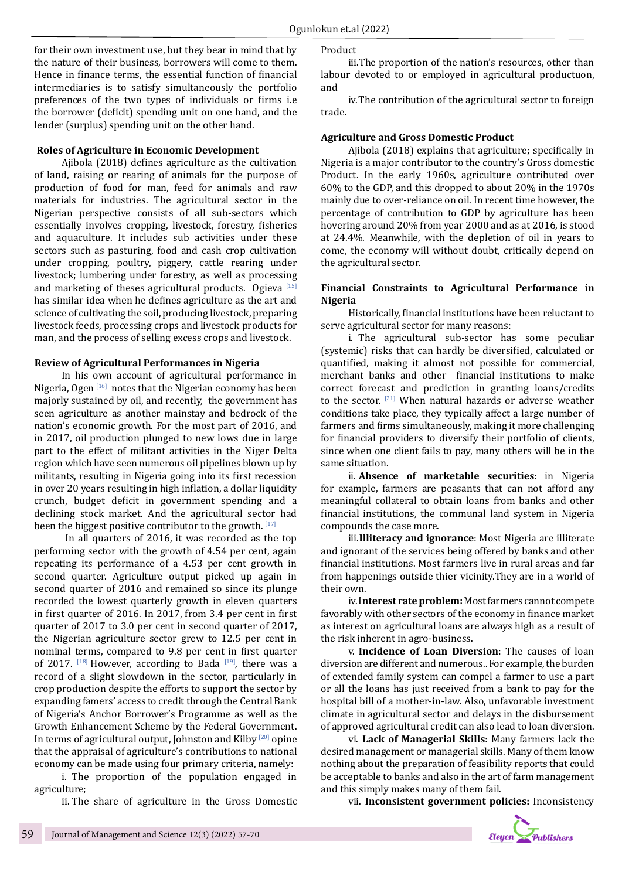for their own investment use, but they bear in mind that by the nature of their business, borrowers will come to them. Hence in finance terms, the essential function of financial intermediaries is to satisfy simultaneously the portfolio preferences of the two types of individuals or firms i.e the borrower (deficit) spending unit on one hand, and the lender (surplus) spending unit on the other hand.

## Roles of Agriculture in Economic Development

Ajibola (2018) defines agriculture as the cultivation of land, raising or rearing of animals for the purpose of production of food for man, feed for animals and raw materials for industries. The agricultural sector in the Nigerian perspective consists of all sub-sectors which essentially involves cropping, livestock, forestry, fisheries and aquaculture. It includes sub activities under these sectors such as pasturing, food and cash crop cultivation under cropping, poultry, piggery, cattle rearing under livestock; lumbering under forestry, as well as processing and marketing of theses agricultural products. Ogieva [15] has similar idea when he defines agriculture as the art and science of cultivating the soil, producing livestock, preparing livestock feeds, processing crops and livestock products for man, and the process of selling excess crops and livestock.

## Review of Agricultural Performances in Nigeria

In his own account of agricultural performance in Nigeria, Ogen [16] notes that the Nigerian economy has been majorly sustained by oil, and recently, the government has seen agriculture as another mainstay and bedrock of the nation's economic growth. For the most part of 2016, and in 2017, oil production plunged to new lows due in large part to the effect of militant activities in the Niger Delta region which have seen numerous oil pipelines blown up by militants, resulting in Nigeria going into its first recession in over 20 years resulting in high inflation, a dollar liquidity crunch, budget deficit in government spending and a declining stock market. And the agricultural sector had been the biggest positive contributor to the growth. [17]

In all quarters of 2016, it was recorded as the top performing sector with the growth of 4.54 per cent, again repeating its performance of a 4.53 per cent growth in second quarter. Agriculture output picked up again in second quarter of 2016 and remained so since its plunge recorded the lowest quarterly growth in eleven quarters in first quarter of 2016. In 2017, from 3.4 per cent in first quarter of 2017 to 3.0 per cent in second quarter of 2017, the Nigerian agriculture sector grew to 12.5 per cent in nominal terms, compared to 9.8 per cent in first quarter of 2017. [18] However, according to Bada [19], there was a record of a slight slowdown in the sector, particularly in crop production despite the efforts to support the sector by expanding famers' access to credit through the Central Bank of Nigeria's Anchor Borrower's Programme as well as the Growth Enhancement Scheme by the Federal Government. In terms of agricultural output, Johnston and Kilby [20] opine that the appraisal of agriculture's contributions to national economy can be made using four primary criteria, namely:

i. The proportion of the population engaged in agriculture;

ii. The share of agriculture in the Gross Domestic Product

iii. The proportion of the nation's resources, other than labour devoted to or employed in agricultural productuon, and

iv. The contribution of the agricultural sector to foreign trade.

## Agriculture and Gross Domestic Product

Ajibola (2018) explains that agriculture; specifically in Nigeria is a major contributor to the country's Gross domestic Product. In the early 1960s, agriculture contributed over 60% to the GDP, and this dropped to about 20% in the 1970s mainly due to over-reliance on oil. In recent time however, the percentage of contribution to GDP by agriculture has been hovering around 20% from year 2000 and as at 2016, is stood at 24.4%. Meanwhile, with the depletion of oil in years to come, the economy will without doubt, critically depend on the agricultural sector.

## Financial Constraints to Agricultural Performance in Nigeria

Historically, financial institutions have been reluctant to serve agricultural sector for many reasons:

i. The agricultural sub-sector has some peculiar (systemic) risks that can hardly be diversified, calculated or quantified, making it almost not possible for commercial, merchant banks and other financial institutions to make correct forecast and prediction in granting loans/credits to the sector. [21] When natural hazards or adverse weather conditions take place, they typically affect a large number of farmers and firms simultaneously, making it more challenging for financial providers to diversify their portfolio of clients, since when one client fails to pay, many others will be in the same situation.

ii. **Absence of marketable securities**: in Nigeria for example, farmers are peasants that can not afford any meaningful collateral to obtain loans from banks and other financial institutions, the communal land system in Nigeria compounds the case more.

iii. **Illiteracy and ignorance**: Most Nigeria are illiterate and ignorant of the services being offered by banks and other financial institutions. Most farmers live in rural areas and far from happenings outside thier vicinity.They are in a world of their own.

iv. **Interest rate problem:** Most farmers cannot compete favorably with other sectors of the economy in finance market as interest on agricultural loans are always high as a result of the risk inherent in agro-business.

v. **Incidence of Loan Diversion**: The causes of loan diversion are different and numerous.. For example, the burden of extended family system can compel a farmer to use a part or all the loans has just received from a bank to pay for the hospital bill of a mother-in-law. Also, unfavorable investment climate in agricultural sector and delays in the disbursement of approved agricultural credit can also lead to loan diversion.

vi. **Lack of Managerial Skills**: Many farmers lack the desired management or managerial skills. Many of them know nothing about the preparation of feasibility reports that could be acceptable to banks and also in the art of farm management and this simply makes many of them fail.

vii. **Inconsistent government policies:** Inconsistency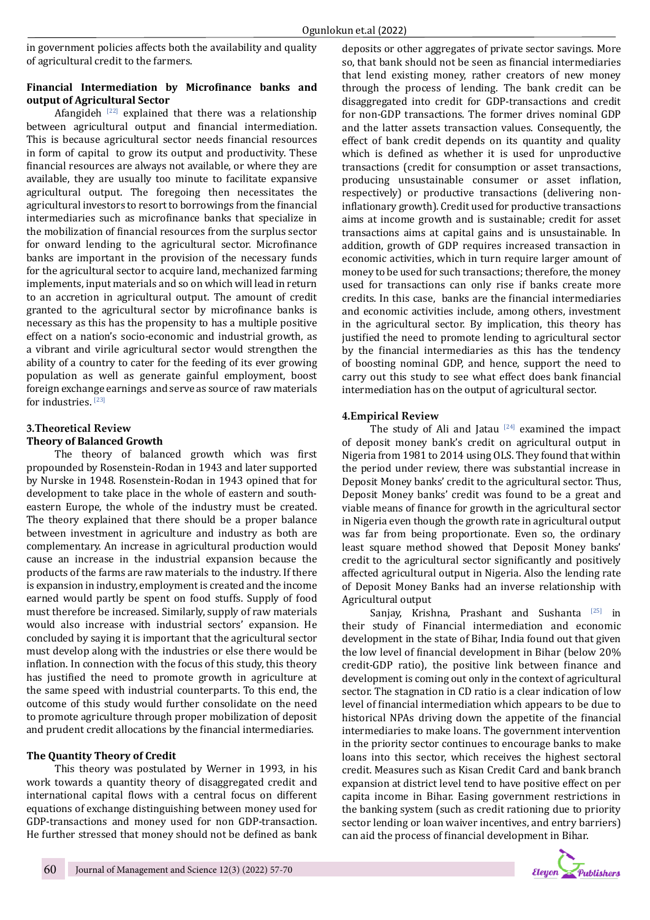in government policies affects both the availability and quality of agricultural credit to the farmers.

### Financial Intermediation by Microfinance banks and output of Agricultural Sector

Afangideh [22] explained that there was a relationship between agricultural output and financial intermediation. This is because agricultural sector needs financial resources in form of capital to grow its output and productivity. These financial resources are always not available, or where they are available, they are usually too minute to facilitate expansive agricultural output. The foregoing then necessitates the agricultural investors to resort to borrowings from the financial intermediaries such as microfinance banks that specialize in the mobilization of financial resources from the surplus sector for onward lending to the agricultural sector. Microfinance banks are important in the provision of the necessary funds for the agricultural sector to acquire land, mechanized farming implements, input materials and so on which will lead in return to an accretion in agricultural output. The amount of credit granted to the agricultural sector by microfinance banks is necessary as this has the propensity to has a multiple positive effect on a nation's socio-economic and industrial growth, as a vibrant and virile agricultural sector would strengthen the ability of a country to cater for the feeding of its ever growing population as well as generate gainful employment, boost foreign exchange earnings and serve as source of raw materials for industries. [23]

## 3.Theoretical Review

### Theory of Balanced Growth

The theory of balanced growth which was first propounded by Rosenstein-Rodan in 1943 and later supported by Nurske in 1948. Rosenstein-Rodan in 1943 opined that for development to take place in the whole of eastern and south-eastern Europe, the whole of the industry must be created. The theory explained that there should be a proper balance between investment in agriculture and industry as both are complementary. An increase in agricultural production would cause an increase in the industrial expansion because the products of the farms are raw materials to the industry. If there is expansion in industry, employment is created and the income earned would partly be spent on food stuffs. Supply of food must therefore be increased. Similarly, supply of raw materials would also increase with industrial sectors' expansion. He concluded by saying it is important that the agricultural sector must develop along with the industries or else there would be inflation. In connection with the focus of this study, this theory has justified the need to promote growth in agriculture at the same speed with industrial counterparts. To this end, the outcome of this study would further consolidate on the need to promote agriculture through proper mobilization of deposit and prudent credit allocations by the financial intermediaries.

### The Quantity Theory of Credit

This theory was postulated by Werner in 1993, in his work towards a quantity theory of disaggregated credit and international capital flows with a central focus on different equations of exchange distinguishing between money used for GDP-transactions and money used for non GDP-transaction. He further stressed that money should not be defined as bank deposits or other aggregates of private sector savings. More so, that bank should not be seen as financial intermediaries that lend existing money, rather creators of new money through the process of lending. The bank credit can be disaggregated into credit for GDP-transactions and credit for non-GDP transactions. The former drives nominal GDP and the latter assets transaction values. Consequently, the effect of bank credit depends on its quantity and quality which is defined as whether it is used for unproductive transactions (credit for consumption or asset transactions, producing unsustainable consumer or asset inflation, respectively) or productive transactions (delivering non-inflationary growth). Credit used for productive transactions aims at income growth and is sustainable; credit for asset transactions aims at capital gains and is unsustainable. In addition, growth of GDP requires increased transaction in economic activities, which in turn require larger amount of money to be used for such transactions; therefore, the money used for transactions can only rise if banks create more credits. In this case, banks are the financial intermediaries and economic activities include, among others, investment in the agricultural sector. By implication, this theory has justified the need to promote lending to agricultural sector by the financial intermediaries as this has the tendency of boosting nominal GDP, and hence, support the need to carry out this study to see what effect does bank financial intermediation has on the output of agricultural sector.

## 4.Empirical Review

The study of Ali and Jatau [24] examined the impact of deposit money bank's credit on agricultural output in Nigeria from 1981 to 2014 using OLS. They found that within the period under review, there was substantial increase in Deposit Money banks' credit to the agricultural sector. Thus, Deposit Money banks' credit was found to be a great and viable means of finance for growth in the agricultural sector in Nigeria even though the growth rate in agricultural output was far from being proportionate. Even so, the ordinary least square method showed that Deposit Money banks' credit to the agricultural sector significantly and positively affected agricultural output in Nigeria. Also the lending rate of Deposit Money Banks had an inverse relationship with Agricultural output

Sanjay, Krishna, Prashant and Sushanta [25] in their study of Financial intermediation and economic development in the state of Bihar, India found out that given the low level of financial development in Bihar (below 20% credit-GDP ratio), the positive link between finance and development is coming out only in the context of agricultural sector. The stagnation in CD ratio is a clear indication of low level of financial intermediation which appears to be due to historical NPAs driving down the appetite of the financial intermediaries to make loans. The government intervention in the priority sector continues to encourage banks to make loans into this sector, which receives the highest sectoral credit. Measures such as Kisan Credit Card and bank branch expansion at district level tend to have positive effect on per capita income in Bihar. Easing government restrictions in the banking system (such as credit rationing due to priority sector lending or loan waiver incentives, and entry barriers) can aid the process of financial development in Bihar.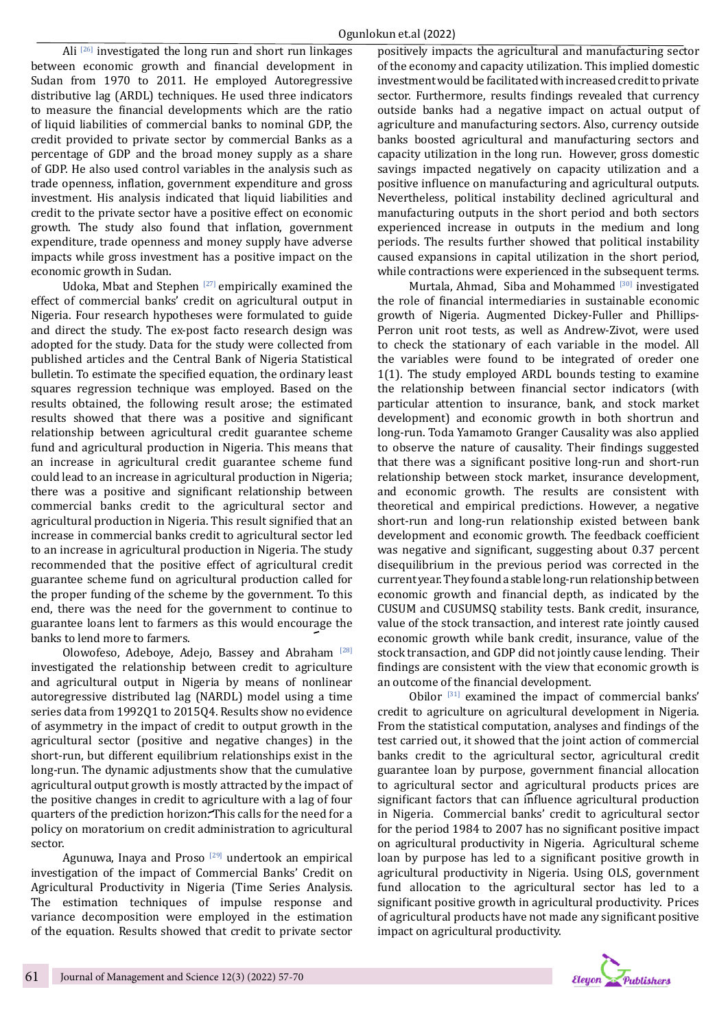Ali [26] investigated the long run and short run linkages between economic growth and financial development in Sudan from 1970 to 2011. He employed Autoregressive distributive lag (ARDL) techniques. He used three indicators to measure the financial developments which are the ratio of liquid liabilities of commercial banks to nominal GDP, the credit provided to private sector by commercial Banks as a percentage of GDP and the broad money supply as a share of GDP. He also used control variables in the analysis such as trade openness, inflation, government expenditure and gross investment. His analysis indicated that liquid liabilities and credit to the private sector have a positive effect on economic growth. The study also found that inflation, government expenditure, trade openness and money supply have adverse impacts while gross investment has a positive impact on the economic growth in Sudan.

Udoka, Mbat and Stephen [27] empirically examined the effect of commercial banks' credit on agricultural output in Nigeria. Four research hypotheses were formulated to guide and direct the study. The ex-post facto research design was adopted for the study. Data for the study were collected from published articles and the Central Bank of Nigeria Statistical bulletin. To estimate the specified equation, the ordinary least squares regression technique was employed. Based on the results obtained, the following result arose; the estimated results showed that there was a positive and significant relationship between agricultural credit guarantee scheme fund and agricultural production in Nigeria. This means that an increase in agricultural credit guarantee scheme fund could lead to an increase in agricultural production in Nigeria; there was a positive and significant relationship between commercial banks credit to the agricultural sector and agricultural production in Nigeria. This result signified that an increase in commercial banks credit to agricultural sector led to an increase in agricultural production in Nigeria. The study recommended that the positive effect of agricultural credit guarantee scheme fund on agricultural production called for the proper funding of the scheme by the government. To this end, there was the need for the government to continue to guarantee loans lent to farmers as this would encourage the banks to lend more to farmers.

Olowofeso, Adeboye, Adejo, Bassey and Abraham [28] investigated the relationship between credit to agriculture and agricultural output in Nigeria by means of nonlinear autoregressive distributed lag (NARDL) model using a time series data from 1992Q1 to 2015Q4. Results show no evidence of asymmetry in the impact of credit to output growth in the agricultural sector (positive and negative changes) in the short-run, but different equilibrium relationships exist in the long-run. The dynamic adjustments show that the cumulative agricultural output growth is mostly attracted by the impact of the positive changes in credit to agriculture with a lag of four quarters of the prediction horizon. This calls for the need for a policy on moratorium on credit administration to agricultural sector.

Agunuwa, Inaya and Proso [29] undertook an empirical investigation of the impact of Commercial Banks' Credit on Agricultural Productivity in Nigeria (Time Series Analysis. The estimation techniques of impulse response and variance decomposition were employed in the estimation of the equation. Results showed that credit to private sector positively impacts the agricultural and manufacturing sector of the economy and capacity utilization. This implied domestic investment would be facilitated with increased credit to private sector. Furthermore, results findings revealed that currency outside banks had a negative impact on actual output of agriculture and manufacturing sectors. Also, currency outside banks boosted agricultural and manufacturing sectors and capacity utilization in the long run. However, gross domestic savings impacted negatively on capacity utilization and a positive influence on manufacturing and agricultural outputs. Nevertheless, political instability declined agricultural and manufacturing outputs in the short period and both sectors experienced increase in outputs in the medium and long periods. The results further showed that political instability caused expansions in capital utilization in the short period, while contractions were experienced in the subsequent terms.

Murtala, Ahmad, Siba and Mohammed [30] investigated the role of financial intermediaries in sustainable economic growth of Nigeria. Augmented Dickey-Fuller and Phillips-Perron unit root tests, as well as Andrew-Zivot, were used to check the stationary of each variable in the model. All the variables were found to be integrated of oreder one 1(1). The study employed ARDL bounds testing to examine the relationship between financial sector indicators (with particular attention to insurance, bank, and stock market development) and economic growth in both shortrun and long-run. Toda Yamamoto Granger Causality was also applied to observe the nature of causality. Their findings suggested that there was a significant positive long-run and short-run relationship between stock market, insurance development, and economic growth. The results are consistent with theoretical and empirical predictions. However, a negative short-run and long-run relationship existed between bank development and economic growth. The feedback coefficient was negative and significant, suggesting about 0.37 percent disequilibrium in the previous period was corrected in the current year. They found a stable long-run relationship between economic growth and financial depth, as indicated by the CUSUM and CUSUMSQ stability tests. Bank credit, insurance, value of the stock transaction, and interest rate jointly caused economic growth while bank credit, insurance, value of the stock transaction, and GDP did not jointly cause lending. Their findings are consistent with the view that economic growth is an outcome of the financial development.

Obilor [31] examined the impact of commercial banks' credit to agriculture on agricultural development in Nigeria. From the statistical computation, analyses and findings of the test carried out, it showed that the joint action of commercial banks credit to the agricultural sector, agricultural credit guarantee loan by purpose, government financial allocation to agricultural sector and agricultural products prices are significant factors that can influence agricultural production in Nigeria. Commercial banks' credit to agricultural sector for the period 1984 to 2007 has no significant positive impact on agricultural productivity in Nigeria. Agricultural scheme loan by purpose has led to a significant positive growth in agricultural productivity in Nigeria. Using OLS, government fund allocation to the agricultural sector has led to a significant positive growth in agricultural productivity. Prices of agricultural products have not made any significant positive impact on agricultural productivity.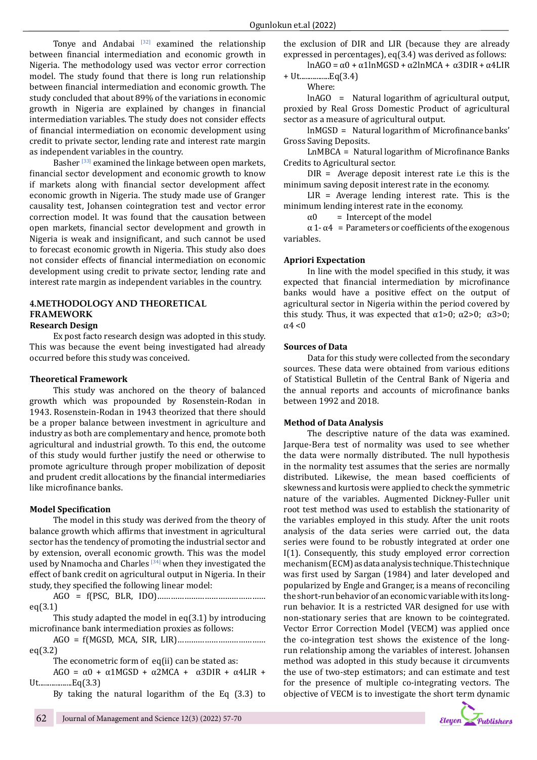Tonye and Andabai [32] examined the relationship between financial intermediation and economic growth in Nigeria. The methodology used was vector error correction model. The study found that there is long run relationship between financial intermediation and economic growth. The study concluded that about 89% of the variations in economic growth in Nigeria are explained by changes in financial intermediation variables. The study does not consider effects of financial intermediation on economic development using credit to private sector, lending rate and interest rate margin as independent variables in the country.

Basher [33] examined the linkage between open markets, financial sector development and economic growth to know if markets along with financial sector development affect economic growth in Nigeria. The study made use of Granger causality test, Johansen cointegration test and vector error correction model. It was found that the causation between open markets, financial sector development and growth in Nigeria is weak and insignificant, and such cannot be used to forecast economic growth in Nigeria. This study also does not consider effects of financial intermediation on economic development using credit to private sector, lending rate and interest rate margin as independent variables in the country.

## 4.METHODOLOGY AND THEORETICAL FRAMEWORK

### Research Design

Ex post facto research design was adopted in this study. This was because the event being investigated had already occurred before this study was conceived.

### Theoretical Framework

This study was anchored on the theory of balanced growth which was propounded by Rosenstein-Rodan in 1943. Rosenstein-Rodan in 1943 theorized that there should be a proper balance between investment in agriculture and industry as both are complementary and hence, promote both agricultural and industrial growth. To this end, the outcome of this study would further justify the need or otherwise to promote agriculture through proper mobilization of deposit and prudent credit allocations by the financial intermediaries like microfinance banks.

### Model Specification

The model in this study was derived from the theory of balance growth which affirms that investment in agricultural sector has the tendency of promoting the industrial sector and by extension, overall economic growth. This was the model used by Nnamocha and Charles [34] when they investigated the effect of bank credit on agricultural output in Nigeria. In their study, they specified the following linear model:

AGO = f(PSC, BLR, IDO)………………………………………… eq(3.1)

This study adapted the model in eq(3.1) by introducing microfinance bank intermediation proxies as follows:

AGO = f(MGSD, MCA, SIR, LIR)……………………………… eq(3.2)

The econometric form of eq(ii) can be stated as:

$AGO = \alpha 0 + \alpha 1MGSD + \alpha 2MCA + \alpha 3DIR + \alpha 4LIR + Ut$.................Eq(3.3)

By taking the natural logarithm of the Eq (3.3) to the exclusion of DIR and LIR (because they are already expressed in percentages), eq(3.4) was derived as follows:

$\ln AGO = \alpha 0 + \alpha 1\ln MGSD + \alpha 2\ln MCA + \alpha 3DIR + \alpha 4LIR + Ut$...............Eq(3.4)

Where:

lnAGO = Natural logarithm of agricultural output, proxied by Real Gross Domestic Product of agricultural sector as a measure of agricultural output.

lnMGSD = Natural logarithm of Microfinance banks' Gross Saving Deposits.

LnMBCA = Natural logarithm of Microfinance Banks Credits to Agricultural sector.

DIR = Average deposit interest rate i.e this is the minimum saving deposit interest rate in the economy.

LIR = Average lending interest rate. This is the minimum lending interest rate in the economy.

$\alpha 0$ = Intercept of the model

$\alpha 1$- $\alpha 4$ = Parameters or coefficients of the exogenous variables.

### Apriori Expectation

In line with the model specified in this study, it was expected that financial intermediation by microfinance banks would have a positive effect on the output of agricultural sector in Nigeria within the period covered by this study. Thus, it was expected that $\alpha 1>0$; $\alpha 2>0$; $\alpha 3>0$; $\alpha 4<0$

### Sources of Data

Data for this study were collected from the secondary sources. These data were obtained from various editions of Statistical Bulletin of the Central Bank of Nigeria and the annual reports and accounts of microfinance banks between 1992 and 2018.

### Method of Data Analysis

The descriptive nature of the data was examined. Jarque-Bera test of normality was used to see whether the data were normally distributed. The null hypothesis in the normality test assumes that the series are normally distributed. Likewise, the mean based coefficients of skewness and kurtosis were applied to check the symmetric nature of the variables. Augmented Dickney-Fuller unit root test method was used to establish the stationarity of the variables employed in this study. After the unit roots analysis of the data series were carried out, the data series were found to be robustly integrated at order one I(1). Consequently, this study employed error correction mechanism (ECM) as data analysis technique. This technique was first used by Sargan (1984) and later developed and popularized by Engle and Granger, is a means of reconciling the short-run behavior of an economic variable with its long-run behavior. It is a restricted VAR designed for use with non-stationary series that are known to be cointegrated. Vector Error Correction Model (VECM) was applied once the co-integration test shows the existence of the long-run relationship among the variables of interest. Johansen method was adopted in this study because it circumvents the use of two-step estimators; and can estimate and test for the presence of multiple co-integrating vectors. The objective of VECM is to investigate the short term dynamic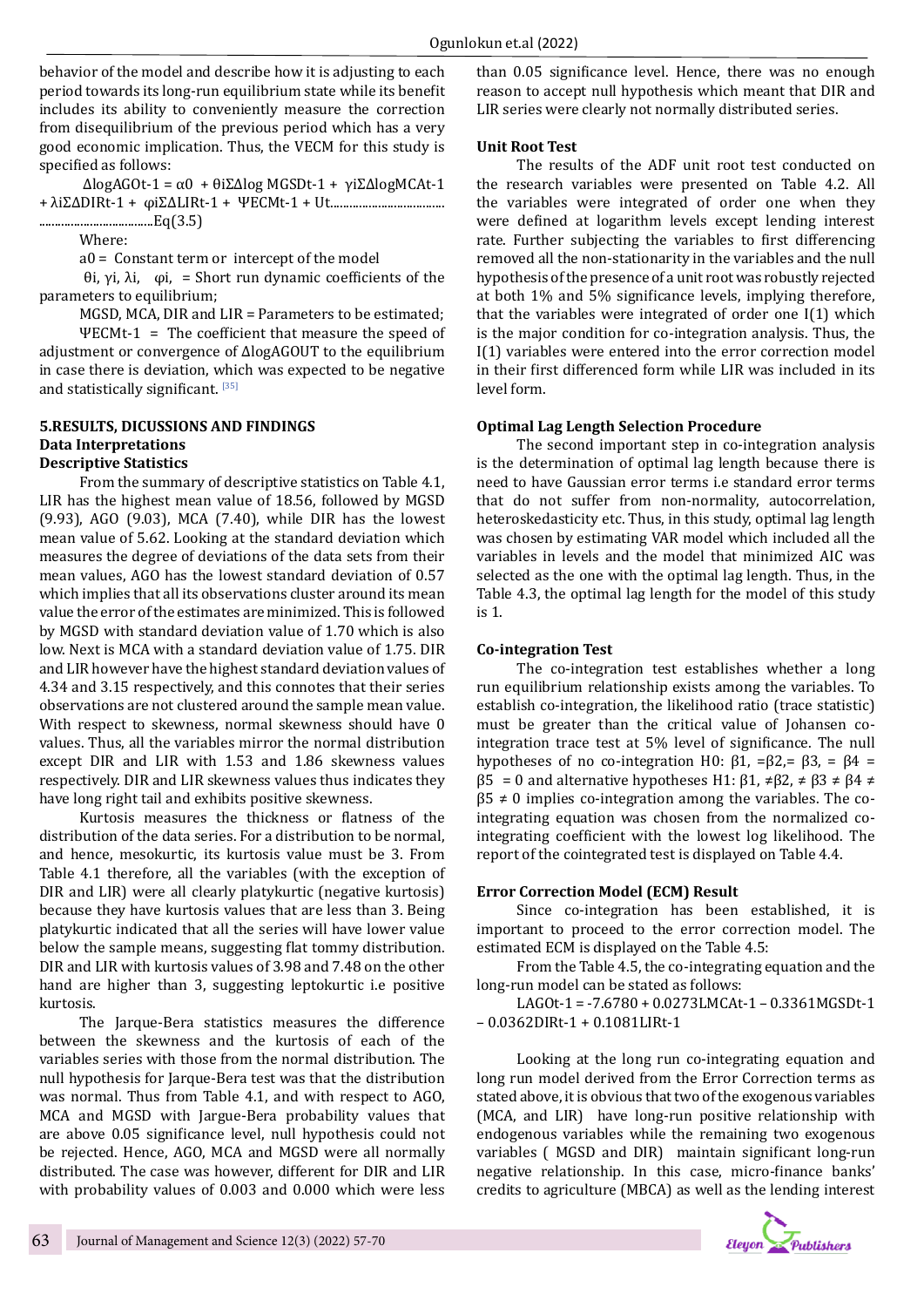behavior of the model and describe how it is adjusting to each period towards its long-run equilibrium state while its benefit includes its ability to conveniently measure the correction from disequilibrium of the previous period which has a very good economic implication. Thus, the VECM for this study is specified as follows:

$\Delta logAGO_{t-1} = \alpha_0 + \theta_i \Sigma \Delta log\ MGSD_{t-1} + \gamma_i \Sigma \Delta logMCA_{t-1} + \lambda_i \Sigma \Delta DIR_{t-1} + \varphi_i \Sigma \Delta LIR_{t-1} + \Psi ECM_{t-1} + U_t$...................................................................Eq(3.5)

Where:

a0 = Constant term or intercept of the model

$\theta_i$, $\gamma_i$, $\lambda_i$, $\varphi_i$, = Short run dynamic coefficients of the parameters to equilibrium;

MGSD, MCA, DIR and LIR = Parameters to be estimated;

$\Psi ECM_{t-1}$ = The coefficient that measure the speed of adjustment or convergence of ΔlogAGOUT to the equilibrium in case there is deviation, which was expected to be negative and statistically significant. [35]

## 5.RESULTS, DICUSSIONS AND FINDINGS

### Data Interpretations

### Descriptive Statistics

From the summary of descriptive statistics on Table 4.1, LIR has the highest mean value of 18.56, followed by MGSD (9.93), AGO (9.03), MCA (7.40), while DIR has the lowest mean value of 5.62. Looking at the standard deviation which measures the degree of deviations of the data sets from their mean values, AGO has the lowest standard deviation of 0.57 which implies that all its observations cluster around its mean value the error of the estimates are minimized. This is followed by MGSD with standard deviation value of 1.70 which is also low. Next is MCA with a standard deviation value of 1.75. DIR and LIR however have the highest standard deviation values of 4.34 and 3.15 respectively, and this connotes that their series observations are not clustered around the sample mean value. With respect to skewness, normal skewness should have 0 values. Thus, all the variables mirror the normal distribution except DIR and LIR with 1.53 and 1.86 skewness values respectively. DIR and LIR skewness values thus indicates they have long right tail and exhibits positive skewness.

Kurtosis measures the thickness or flatness of the distribution of the data series. For a distribution to be normal, and hence, mesokurtic, its kurtosis value must be 3. From Table 4.1 therefore, all the variables (with the exception of DIR and LIR) were all clearly platykurtic (negative kurtosis) because they have kurtosis values that are less than 3. Being platykurtic indicated that all the series will have lower value below the sample means, suggesting flat tommy distribution. DIR and LIR with kurtosis values of 3.98 and 7.48 on the other hand are higher than 3, suggesting leptokurtic i.e positive kurtosis.

The Jarque-Bera statistics measures the difference between the skewness and the kurtosis of each of the variables series with those from the normal distribution. The null hypothesis for Jarque-Bera test was that the distribution was normal. Thus from Table 4.1, and with respect to AGO, MCA and MGSD with Jargue-Bera probability values that are above 0.05 significance level, null hypothesis could not be rejected. Hence, AGO, MCA and MGSD were all normally distributed. The case was however, different for DIR and LIR with probability values of 0.003 and 0.000 which were less than 0.05 significance level. Hence, there was no enough reason to accept null hypothesis which meant that DIR and LIR series were clearly not normally distributed series.

### Unit Root Test

The results of the ADF unit root test conducted on the research variables were presented on Table 4.2. All the variables were integrated of order one when they were defined at logarithm levels except lending interest rate. Further subjecting the variables to first differencing removed all the non-stationarity in the variables and the null hypothesis of the presence of a unit root was robustly rejected at both 1% and 5% significance levels, implying therefore, that the variables were integrated of order one I(1) which is the major condition for co-integration analysis. Thus, the I(1) variables were entered into the error correction model in their first differenced form while LIR was included in its level form.

### Optimal Lag Length Selection Procedure

The second important step in co-integration analysis is the determination of optimal lag length because there is need to have Gaussian error terms i.e standard error terms that do not suffer from non-normality, autocorrelation, heteroskedasticity etc. Thus, in this study, optimal lag length was chosen by estimating VAR model which included all the variables in levels and the model that minimized AIC was selected as the one with the optimal lag length. Thus, in the Table 4.3, the optimal lag length for the model of this study is 1.

### Co-integration Test

The co-integration test establishes whether a long run equilibrium relationship exists among the variables. To establish co-integration, the likelihood ratio (trace statistic) must be greater than the critical value of Johansen co-integration trace test at 5% level of significance. The null hypotheses of no co-integration H0: $\beta_1$, $=\beta_2$,= $\beta_3$, = $\beta_4$ = $\beta_5$ = 0 and alternative hypotheses H1: $\beta_1$, $\neq\beta_2$, $\neq$ $\beta_3$ $\neq$ $\beta_4$ $\neq$ $\beta_5$ $\neq$ 0 implies co-integration among the variables. The co-integrating equation was chosen from the normalized co-integrating coefficient with the lowest log likelihood. The report of the cointegrated test is displayed on Table 4.4.

### Error Correction Model (ECM) Result

Since co-integration has been established, it is important to proceed to the error correction model. The estimated ECM is displayed on the Table 4.5:

From the Table 4.5, the co-integrating equation and the long-run model can be stated as follows:

$LAGO_{t-1} = -7.6780 + 0.0273LMCA_{t-1} - 0.3361MGSD_{t-1} - 0.0362DIR_{t-1} + 0.1081LIR_{t-1}$

Looking at the long run co-integrating equation and long run model derived from the Error Correction terms as stated above, it is obvious that two of the exogenous variables (MCA, and LIR) have long-run positive relationship with endogenous variables while the remaining two exogenous variables ( MGSD and DIR) maintain significant long-run negative relationship. In this case, micro-finance banks' credits to agriculture (MBCA) as well as the lending interest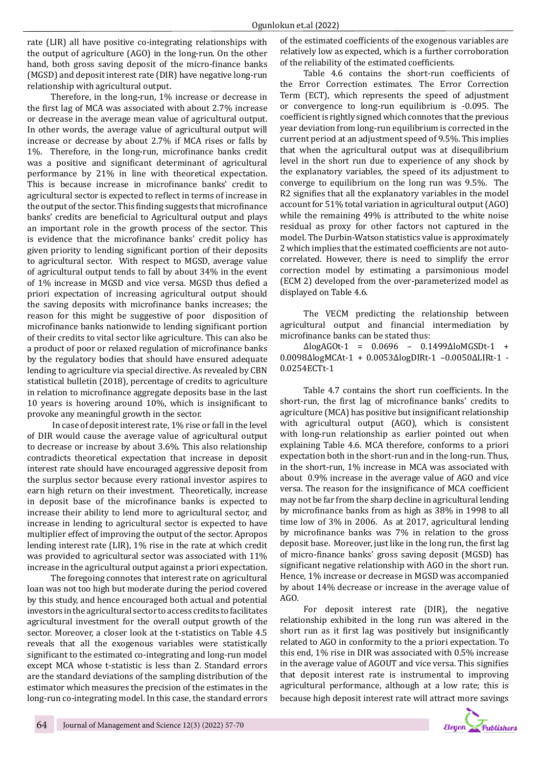rate (LIR) all have positive co-integrating relationships with the output of agriculture (AGO) in the long-run. On the other hand, both gross saving deposit of the micro-finance banks (MGSD) and deposit interest rate (DIR) have negative long-run relationship with agricultural output.

Therefore, in the long-run, 1% increase or decrease in the first lag of MCA was associated with about 2.7% increase or decrease in the average mean value of agricultural output. In other words, the average value of agricultural output will increase or decrease by about 2.7% if MCA rises or falls by 1%. Therefore, in the long-run, microfinance banks credit was a positive and significant determinant of agricultural performance by 21% in line with theoretical expectation. This is because increase in microfinance banks' credit to agricultural sector is expected to reflect in terms of increase in the output of the sector. This finding suggests that microfinance banks' credits are beneficial to Agricultural output and plays an important role in the growth process of the sector. This is evidence that the microfinance banks' credit policy has given priority to lending significant portion of their deposits to agricultural sector. With respect to MGSD, average value of agricultural output tends to fall by about 34% in the event of 1% increase in MGSD and vice versa. MGSD thus defied a priori expectation of increasing agricultural output should the saving deposits with microfinance banks increases; the reason for this might be suggestive of poor disposition of microfinance banks nationwide to lending significant portion of their credits to vital sector like agriculture. This can also be a product of poor or relaxed regulation of microfinance banks by the regulatory bodies that should have ensured adequate lending to agriculture via special directive. As revealed by CBN statistical bulletin (2018), percentage of credits to agriculture in relation to microfinance aggregate deposits base in the last 10 years is hovering around 10%, which is insignificant to provoke any meaningful growth in the sector.

In case of deposit interest rate, 1% rise or fall in the level of DIR would cause the average value of agricultural output to decrease or increase by about 3.6%. This also relationship contradicts theoretical expectation that increase in deposit interest rate should have encouraged aggressive deposit from the surplus sector because every rational investor aspires to earn high return on their investment. Theoretically, increase in deposit base of the microfinance banks is expected to increase their ability to lend more to agricultural sector, and increase in lending to agricultural sector is expected to have multiplier effect of improving the output of the sector. Apropos lending interest rate (LIR), 1% rise in the rate at which credit was provided to agricultural sector was associated with 11% increase in the agricultural output against a priori expectation.

The foregoing connotes that interest rate on agricultural loan was not too high but moderate during the period covered by this study, and hence encouraged both actual and potential investors in the agricultural sector to access credits to facilitates agricultural investment for the overall output growth of the sector. Moreover, a closer look at the t-statistics on Table 4.5 reveals that all the exogenous variables were statistically significant to the estimated co-integrating and long-run model except MCA whose t-statistic is less than 2. Standard errors are the standard deviations of the sampling distribution of the estimator which measures the precision of the estimates in the long-run co-integrating model. In this case, the standard errors of the estimated coefficients of the exogenous variables are relatively low as expected, which is a further corroboration of the reliability of the estimated coefficients.

Table 4.6 contains the short-run coefficients of the Error Correction estimates. The Error Correction Term (ECT), which represents the speed of adjustment or convergence to long-run equilibrium is -0.095. The coefficient is rightly signed which connotes that the previous year deviation from long-run equilibrium is corrected in the current period at an adjustment speed of 9.5%. This implies that when the agricultural output was at disequilibrium level in the short run due to experience of any shock by the explanatory variables, the speed of its adjustment to converge to equilibrium on the long run was 9.5%. The R2 signifies that all the explanatory variables in the model account for 51% total variation in agricultural output (AGO) while the remaining 49% is attributed to the white noise residual as proxy for other factors not captured in the model. The Durbin-Watson statistics value is approximately 2 which implies that the estimated coefficients are not auto-correlated. However, there is need to simplify the error correction model by estimating a parsimonious model (ECM 2) developed from the over-parameterized model as displayed on Table 4.6.

The VECM predicting the relationship between agricultural output and financial intermediation by microfinance banks can be stated thus:

$$\Delta logAGO_{t-1} = 0.0696 - 0.1499\Delta loMGSD_{t-1} + 0.0098\Delta logMCA_{t-1} + 0.0053\Delta logDIR_{t-1} - 0.0050\Delta LIR_{t-1} - 0.0254ECT_{t-1}$$

Table 4.7 contains the short run coefficients. In the short-run, the first lag of microfinance banks' credits to agriculture (MCA) has positive but insignificant relationship with agricultural output (AGO), which is consistent with long-run relationship as earlier pointed out when explaining Table 4.6. MCA therefore, conforms to a priori expectation both in the short-run and in the long-run. Thus, in the short-run, 1% increase in MCA was associated with about 0.9% increase in the average value of AGO and vice versa. The reason for the insignificance of MCA coefficient may not be far from the sharp decline in agricultural lending by microfinance banks from as high as 38% in 1998 to all time low of 3% in 2006. As at 2017, agricultural lending by microfinance banks was 7% in relation to the gross deposit base. Moreover, just like in the long run, the first lag of micro-finance banks' gross saving deposit (MGSD) has significant negative relationship with AGO in the short run. Hence, 1% increase or decrease in MGSD was accompanied by about 14% decrease or increase in the average value of AGO.

For deposit interest rate (DIR), the negative relationship exhibited in the long run was altered in the short run as it first lag was positively but insignificantly related to AGO in conformity to the a priori expectation. To this end, 1% rise in DIR was associated with 0.5% increase in the average value of AGOUT and vice versa. This signifies that deposit interest rate is instrumental to improving agricultural performance, although at a low rate; this is because high deposit interest rate will attract more savings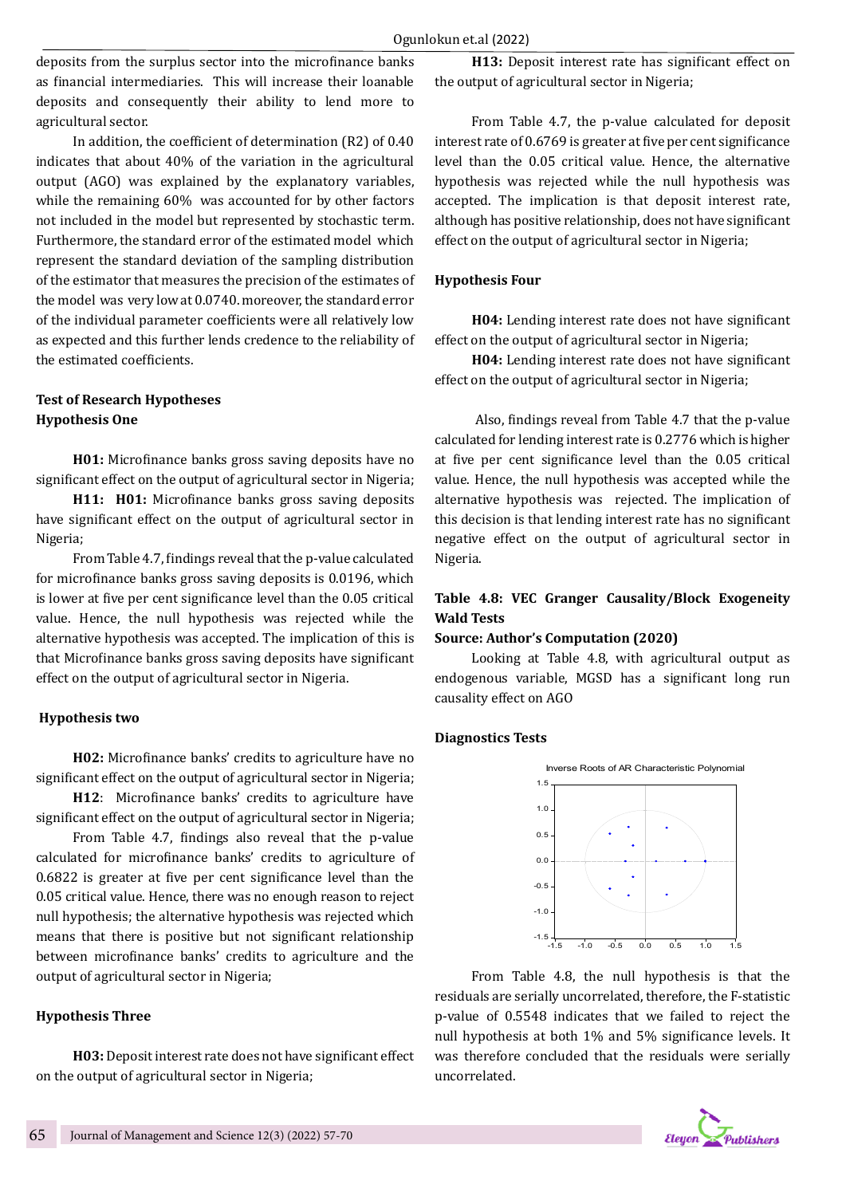deposits from the surplus sector into the microfinance banks as financial intermediaries. This will increase their loanable deposits and consequently their ability to lend more to agricultural sector.

In addition, the coefficient of determination (R2) of 0.40 indicates that about 40% of the variation in the agricultural output (AGO) was explained by the explanatory variables, while the remaining 60% was accounted for by other factors not included in the model but represented by stochastic term. Furthermore, the standard error of the estimated model which represent the standard deviation of the sampling distribution of the estimator that measures the precision of the estimates of the model was very low at 0.0740. moreover, the standard error of the individual parameter coefficients were all relatively low as expected and this further lends credence to the reliability of the estimated coefficients.

## Test of Research Hypotheses

### Hypothesis One

**H01:** Microfinance banks gross saving deposits have no significant effect on the output of agricultural sector in Nigeria;

**H11: H01:** Microfinance banks gross saving deposits have significant effect on the output of agricultural sector in Nigeria;

From Table 4.7, findings reveal that the p-value calculated for microfinance banks gross saving deposits is 0.0196, which is lower at five per cent significance level than the 0.05 critical value. Hence, the null hypothesis was rejected while the alternative hypothesis was accepted. The implication of this is that Microfinance banks gross saving deposits have significant effect on the output of agricultural sector in Nigeria.

### Hypothesis two

**H02:** Microfinance banks' credits to agriculture have no significant effect on the output of agricultural sector in Nigeria;

**H12**: Microfinance banks' credits to agriculture have significant effect on the output of agricultural sector in Nigeria;

From Table 4.7, findings also reveal that the p-value calculated for microfinance banks' credits to agriculture of 0.6822 is greater at five per cent significance level than the 0.05 critical value. Hence, there was no enough reason to reject null hypothesis; the alternative hypothesis was rejected which means that there is positive but not significant relationship between microfinance banks' credits to agriculture and the output of agricultural sector in Nigeria;

### Hypothesis Three

**H03:** Deposit interest rate does not have significant effect on the output of agricultural sector in Nigeria;

**H13:** Deposit interest rate has significant effect on the output of agricultural sector in Nigeria;

From Table 4.7, the p-value calculated for deposit interest rate of 0.6769 is greater at five per cent significance level than the 0.05 critical value. Hence, the alternative hypothesis was rejected while the null hypothesis was accepted. The implication is that deposit interest rate, although has positive relationship, does not have significant effect on the output of agricultural sector in Nigeria;

### Hypothesis Four

**H04:** Lending interest rate does not have significant effect on the output of agricultural sector in Nigeria;

**H04:** Lending interest rate does not have significant effect on the output of agricultural sector in Nigeria;

Also, findings reveal from Table 4.7 that the p-value calculated for lending interest rate is 0.2776 which is higher at five per cent significance level than the 0.05 critical value. Hence, the null hypothesis was accepted while the alternative hypothesis was rejected. The implication of this decision is that lending interest rate has no significant negative effect on the output of agricultural sector in Nigeria.

**Table 4.8: VEC Granger Causality/Block Exogeneity Wald Tests**

**Source: Author's Computation (2020)**

Looking at Table 4.8, with agricultural output as endogenous variable, MGSD has a significant long run causality effect on AGO

### Diagnostics Tests

Inverse Roots of AR Characteristic Polynomial

From Table 4.8, the null hypothesis is that the residuals are serially uncorrelated, therefore, the F-statistic p-value of 0.5548 indicates that we failed to reject the null hypothesis at both 1% and 5% significance levels. It was therefore concluded that the residuals were serially uncorrelated.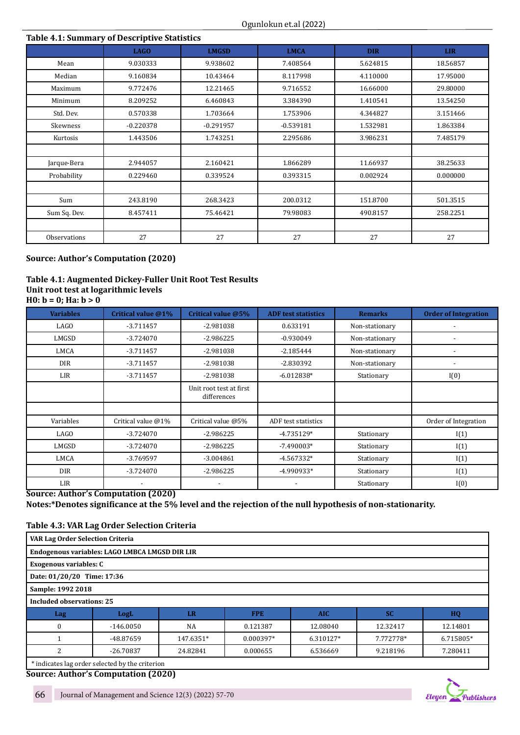**Table 4.1: Summary of Descriptive Statistics**

| | LAGO | LMGSD | LMCA | DIR | LIR |
|---|---|---|---|---|---|
| Mean | 9.030333 | 9.938602 | 7.408564 | 5.624815 | 18.56857 |
| Median | 9.160834 | 10.43464 | 8.117998 | 4.110000 | 17.95000 |
| Maximum | 9.772476 | 12.21465 | 9.716552 | 16.66000 | 29.80000 |
| Minimum | 8.209252 | 6.460843 | 3.384390 | 1.410541 | 13.54250 |
| Std. Dev. | 0.570338 | 1.703664 | 1.753906 | 4.344827 | 3.151466 |
| Skewness | -0.220378 | -0.291957 | -0.539181 | 1.532981 | 1.863384 |
| Kurtosis | 1.443506 | 1.743251 | 2.295686 | 3.986231 | 7.485179 |
| | | | | | |
| Jarque-Bera | 2.944057 | 2.160421 | 1.866289 | 11.66937 | 38.25633 |
| Probability | 0.229460 | 0.339524 | 0.393315 | 0.002924 | 0.000000 |
| | | | | | |
| Sum | 243.8190 | 268.3423 | 200.0312 | 151.8700 | 501.3515 |
| Sum Sq. Dev. | 8.457411 | 75.46421 | 79.98083 | 490.8157 | 258.2251 |
| | | | | | |
| Observations | 27 | 27 | 27 | 27 | 27 |

**Source: Author's Computation (2020)**

**Table 4.1: Augmented Dickey-Fuller Unit Root Test Results**
**Unit root test at logarithmic levels**
**H0: b = 0; Ha: b > 0**

| Variables | Critical value @1% | Critical value @5% | ADF test statistics | Remarks | Order of Integration |
|---|---|---|---|---|---|
| LAGO | -3.711457 | -2.981038 | 0.633191 | Non-stationary | - |
| LMGSD | -3.724070 | -2.986225 | -0.930049 | Non-stationary | - |
| LMCA | -3.711457 | -2.981038 | -2.185444 | Non-stationary | - |
| DIR | -3.711457 | -2.981038 | -2.830392 | Non-stationary | - |
| LIR | -3.711457 | -2.981038 | -6.012838* | Stationary | I(0) |
| | | Unit root test at first differences | | | |
| | | | | | |
| Variables | Critical value @1% | Critical value @5% | ADF test statistics | | Order of Integration |
| LAGO | -3.724070 | -2.986225 | -4.735129* | Stationary | I(1) |
| LMGSD | -3.724070 | -2.986225 | -7.490003* | Stationary | I(1) |
| LMCA | -3.769597 | -3.004861 | -4.567332* | Stationary | I(1) |
| DIR | -3.724070 | -2.986225 | -4.990933* | Stationary | I(1) |
| LIR | - | - | - | Stationary | I(0) |

**Source: Author's Computation (2020)**
**Notes:*Denotes significance at the 5% level and the rejection of the null hypothesis of non-stationarity.**

**Table 4.3: VAR Lag Order Selection Criteria**

**VAR Lag Order Selection Criteria**
**Endogenous variables: LAGO LMBCA LMGSD DIR LIR**
**Exogenous variables: C**
**Date: 01/20/20 Time: 17:36**
**Sample: 1992 2018**
**Included observations: 25**

| Lag | LogL | LR | FPE | AIC | SC | HQ |
|---|---|---|---|---|---|---|
| 0 | -146.0050 | NA | 0.121387 | 12.08040 | 12.32417 | 12.14801 |
| 1 | -48.87659 | 147.6351* | 0.000397* | 6.310127* | 7.772778* | 6.715805* |
| 2 | -26.70837 | 24.82841 | 0.000655 | 6.536669 | 9.218196 | 7.280411 |

* indicates lag order selected by the criterion

**Source: Author's Computation (2020)**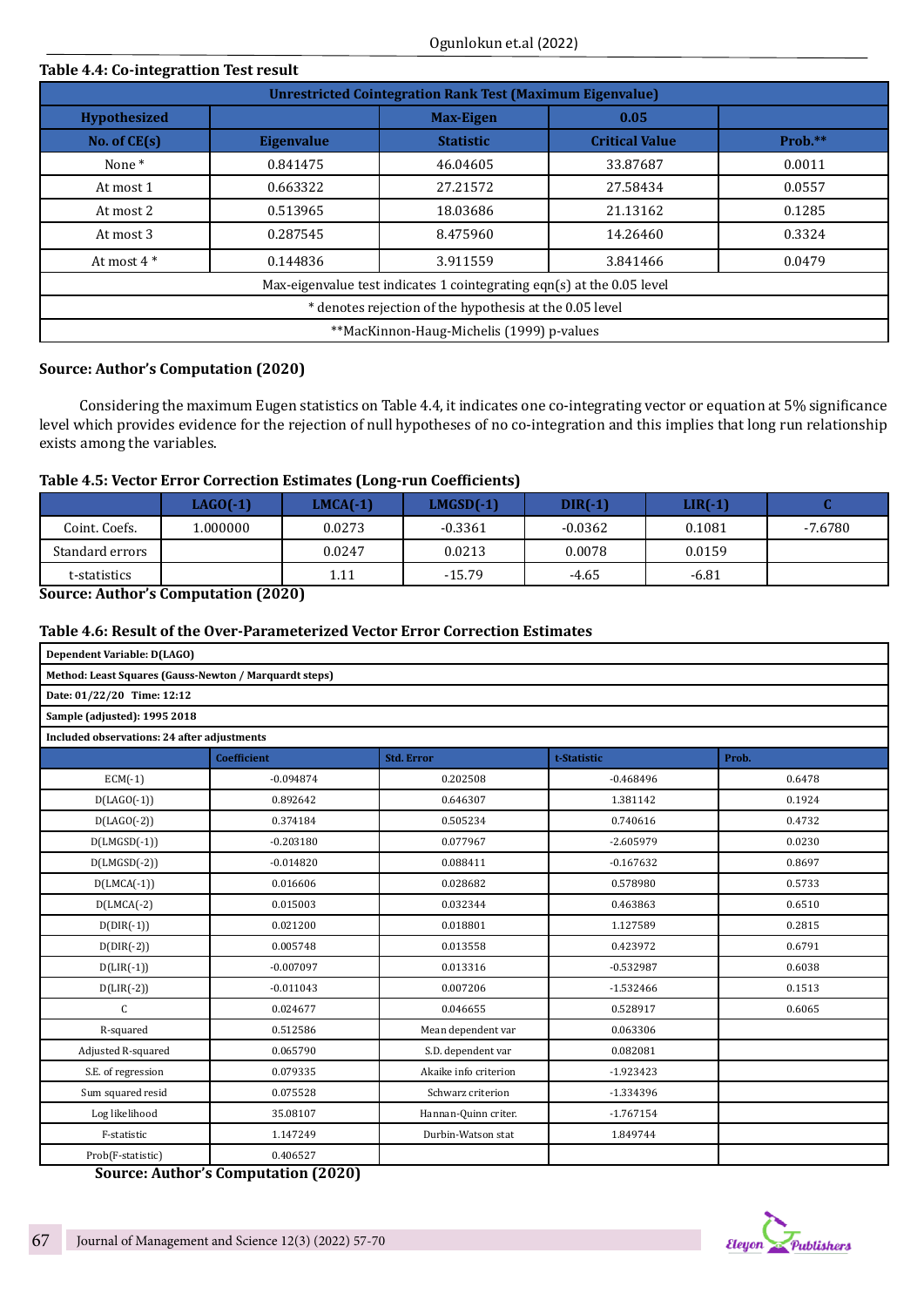**Table 4.4: Co-integrattion Test result**

| Unrestricted Cointegration Rank Test (Maximum Eigenvalue) | | | | |
|---|---|---|---|---|
| Hypothesized | | Max-Eigen | 0.05 | |
| No. of CE(s) | Eigenvalue | Statistic | Critical Value | Prob.** |
| None * | 0.841475 | 46.04605 | 33.87687 | 0.0011 |
| At most 1 | 0.663322 | 27.21572 | 27.58434 | 0.0557 |
| At most 2 | 0.513965 | 18.03686 | 21.13162 | 0.1285 |
| At most 3 | 0.287545 | 8.475960 | 14.26460 | 0.3324 |
| At most 4 * | 0.144836 | 3.911559 | 3.841466 | 0.0479 |
| Max-eigenvalue test indicates 1 cointegrating eqn(s) at the 0.05 level | | | | |
| * denotes rejection of the hypothesis at the 0.05 level | | | | |
| **MacKinnon-Haug-Michelis (1999) p-values | | | | |

**Source: Author's Computation (2020)**

Considering the maximum Eugen statistics on Table 4.4, it indicates one co-integrating vector or equation at 5% significance level which provides evidence for the rejection of null hypotheses of no co-integration and this implies that long run relationship exists among the variables.

**Table 4.5: Vector Error Correction Estimates (Long-run Coefficients)**

| | LAGO(-1) | LMCA(-1) | LMGSD(-1) | DIR(-1) | LIR(-1) | C |
|---|---|---|---|---|---|---|
| Coint. Coefs. | 1.000000 | 0.0273 | -0.3361 | -0.0362 | 0.1081 | -7.6780 |
| Standard errors | | 0.0247 | 0.0213 | 0.0078 | 0.0159 | |
| t-statistics | | 1.11 | -15.79 | -4.65 | -6.81 | |

**Source: Author's Computation (2020)**

**Table 4.6: Result of the Over-Parameterized Vector Error Correction Estimates**

| Dependent Variable: D(LAGO) | | | | |
|---|---|---|---|---|
| Method: Least Squares (Gauss-Newton / Marquardt steps) | | | | |
| Date: 01/22/20 Time: 12:12 | | | | |
| Sample (adjusted): 1995 2018 | | | | |
| Included observations: 24 after adjustments | | | | |
| | Coefficient | Std. Error | t-Statistic | Prob. |
| ECM(-1) | -0.094874 | 0.202508 | -0.468496 | 0.6478 |
| D(LAGO(-1)) | 0.892642 | 0.646307 | 1.381142 | 0.1924 |
| D(LAGO(-2)) | 0.374184 | 0.505234 | 0.740616 | 0.4732 |
| D(LMGSD(-1)) | -0.203180 | 0.077967 | -2.605979 | 0.0230 |
| D(LMGSD(-2)) | -0.014820 | 0.088411 | -0.167632 | 0.8697 |
| D(LMCA(-1)) | 0.016606 | 0.028682 | 0.578980 | 0.5733 |
| D(LMCA(-2) | 0.015003 | 0.032344 | 0.463863 | 0.6510 |
| D(DIR(-1)) | 0.021200 | 0.018801 | 1.127589 | 0.2815 |
| D(DIR(-2)) | 0.005748 | 0.013558 | 0.423972 | 0.6791 |
| D(LIR(-1)) | -0.007097 | 0.013316 | -0.532987 | 0.6038 |
| D(LIR(-2)) | -0.011043 | 0.007206 | -1.532466 | 0.1513 |
| C | 0.024677 | 0.046655 | 0.528917 | 0.6065 |
| R-squared | 0.512586 | Mean dependent var | 0.063306 | |
| Adjusted R-squared | 0.065790 | S.D. dependent var | 0.082081 | |
| S.E. of regression | 0.079335 | Akaike info criterion | -1.923423 | |
| Sum squared resid | 0.075528 | Schwarz criterion | -1.334396 | |
| Log likelihood | 35.08107 | Hannan-Quinn criter. | -1.767154 | |
| F-statistic | 1.147249 | Durbin-Watson stat | 1.849744 | |
| Prob(F-statistic) | 0.406527 | | | |

**Source: Author's Computation (2020)**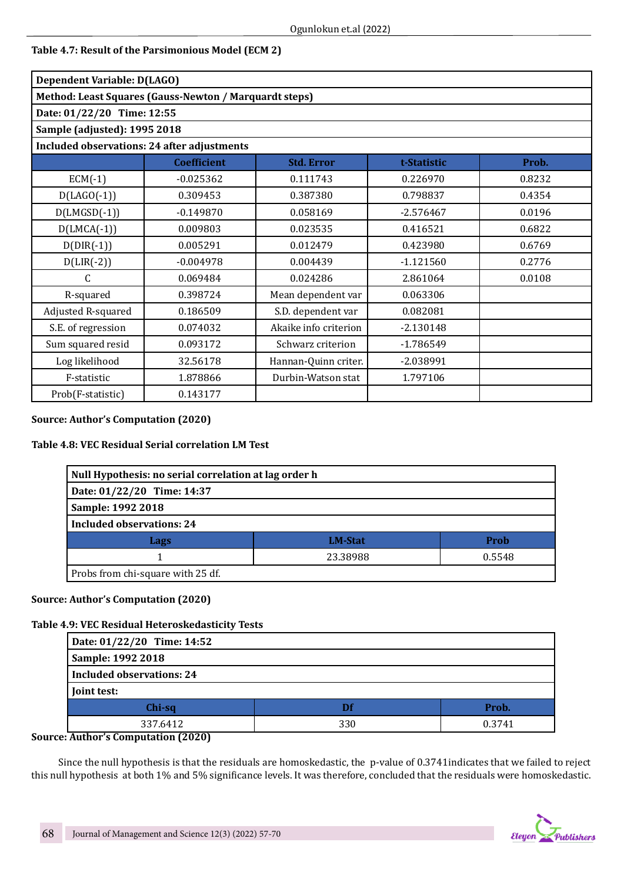**Table 4.7: Result of the Parsimonious Model (ECM 2)**

| Dependent Variable: D(LAGO) | | | | |
|---|---|---|---|---|
| Method: Least Squares (Gauss-Newton / Marquardt steps) | | | | |
| Date: 01/22/20 Time: 12:55 | | | | |
| Sample (adjusted): 1995 2018 | | | | |
| Included observations: 24 after adjustments | | | | |
| | **Coefficient** | **Std. Error** | **t-Statistic** | **Prob.** |
| ECM(-1) | -0.025362 | 0.111743 | 0.226970 | 0.8232 |
| D(LAGO(-1)) | 0.309453 | 0.387380 | 0.798837 | 0.4354 |
| D(LMGSD(-1)) | -0.149870 | 0.058169 | -2.576467 | 0.0196 |
| D(LMCA(-1)) | 0.009803 | 0.023535 | 0.416521 | 0.6822 |
| D(DIR(-1)) | 0.005291 | 0.012479 | 0.423980 | 0.6769 |
| D(LIR(-2)) | -0.004978 | 0.004439 | -1.121560 | 0.2776 |
| C | 0.069484 | 0.024286 | 2.861064 | 0.0108 |
| R-squared | 0.398724 | Mean dependent var | 0.063306 | |
| Adjusted R-squared | 0.186509 | S.D. dependent var | 0.082081 | |
| S.E. of regression | 0.074032 | Akaike info criterion | -2.130148 | |
| Sum squared resid | 0.093172 | Schwarz criterion | -1.786549 | |
| Log likelihood | 32.56178 | Hannan-Quinn criter. | -2.038991 | |
| F-statistic | 1.878866 | Durbin-Watson stat | 1.797106 | |
| Prob(F-statistic) | 0.143177 | | | |

**Source: Author's Computation (2020)**

**Table 4.8: VEC Residual Serial correlation LM Test**

| Null Hypothesis: no serial correlation at lag order h | | |
|---|---|---|
| Date: 01/22/20 Time: 14:37 | | |
| Sample: 1992 2018 | | |
| Included observations: 24 | | |
| **Lags** | **LM-Stat** | **Prob** |
| 1 | 23.38988 | 0.5548 |
| Probs from chi-square with 25 df. | | |

**Source: Author's Computation (2020)**

**Table 4.9: VEC Residual Heteroskedasticity Tests**

| Date: 01/22/20 Time: 14:52 | | |
|---|---|---|
| Sample: 1992 2018 | | |
| Included observations: 24 | | |
| Joint test: | | |
| **Chi-sq** | **Df** | **Prob.** |
| 337.6412 | 330 | 0.3741 |

**Source: Author's Computation (2020)**

Since the null hypothesis is that the residuals are homoskedastic, the p-value of 0.3741indicates that we failed to reject this null hypothesis at both 1% and 5% significance levels. It was therefore, concluded that the residuals were homoskedastic.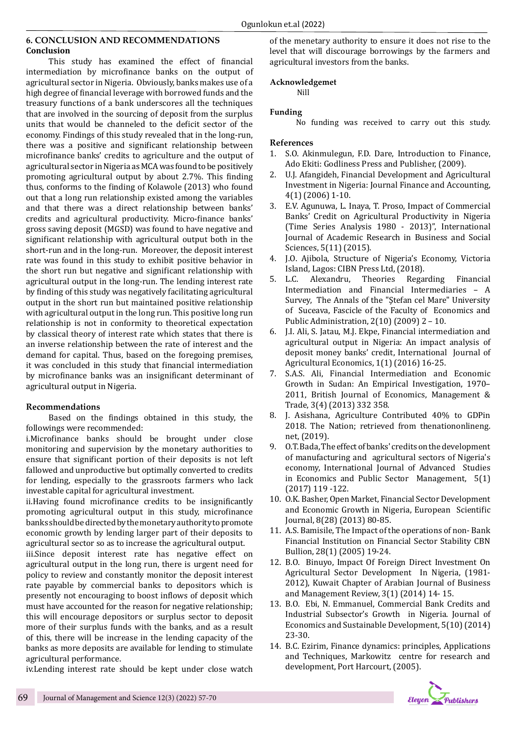## 6. CONCLUSION AND RECOMMENDATIONS

### Conclusion

This study has examined the effect of financial intermediation by microfinance banks on the output of agricultural sector in Nigeria. Obviously, banks makes use of a high degree of financial leverage with borrowed funds and the treasury functions of a bank underscores all the techniques that are involved in the sourcing of deposit from the surplus units that would be channeled to the deficit sector of the economy. Findings of this study revealed that in the long-run, there was a positive and significant relationship between microfinance banks' credits to agriculture and the output of agricultural sector in Nigeria as MCA was found to be positively promoting agricultural output by about 2.7%. This finding thus, conforms to the finding of Kolawole (2013) who found out that a long run relationship existed among the variables and that there was a direct relationship between banks' credits and agricultural productivity. Micro-finance banks' gross saving deposit (MGSD) was found to have negative and significant relationship with agricultural output both in the short-run and in the long-run. Moreover, the deposit interest rate was found in this study to exhibit positive behavior in the short run but negative and significant relationship with agricultural output in the long-run. The lending interest rate by finding of this study was negatively facilitating agricultural output in the short run but maintained positive relationship with agricultural output in the long run. This positive long run relationship is not in conformity to theoretical expectation by classical theory of interest rate which states that there is an inverse relationship between the rate of interest and the demand for capital. Thus, based on the foregoing premises, it was concluded in this study that financial intermediation by microfinance banks was an insignificant determinant of agricultural output in Nigeria.

### Recommendations

Based on the findings obtained in this study, the followings were recommended:

i.Microfinance banks should be brought under close monitoring and supervision by the monetary authorities to ensure that significant portion of their deposits is not left fallowed and unproductive but optimally converted to credits for lending, especially to the grassroots farmers who lack investable capital for agricultural investment.

ii.Having found microfinance credits to be insignificantly promoting agricultural output in this study, microfinance banks should be directed by the monetary authority to promote economic growth by lending larger part of their deposits to agricultural sector so as to increase the agricultural output.

iii.Since deposit interest rate has negative effect on agricultural output in the long run, there is urgent need for policy to review and constantly monitor the deposit interest rate payable by commercial banks to depositors which is presently not encouraging to boost inflows of deposit which must have accounted for the reason for negative relationship; this will encourage depositors or surplus sector to deposit more of their surplus funds with the banks, and as a result of this, there will be increase in the lending capacity of the banks as more deposits are available for lending to stimulate agricultural performance.

iv.Lending interest rate should be kept under close watch of the menetary authority to ensure it does not rise to the level that will discourage borrowings by the farmers and agricultural investors from the banks.

### Acknowledgemet

Nill

### Funding

No funding was received to carry out this study.

### References

1. S.O. Akinmulegun, F.D. Dare, Introduction to Finance, Ado Ekiti: Godliness Press and Publisher, (2009).
2. U.J. Afangideh, Financial Development and Agricultural Investment in Nigeria: Journal Finance and Accounting, 4(1) (2006) 1-10.
3. E.V. Agunuwa, L. Inaya, T. Proso, Impact of Commercial Banks' Credit on Agricultural Productivity in Nigeria (Time Series Analysis 1980 - 2013)", International Journal of Academic Research in Business and Social Sciences, 5(11) (2015).
4. J.O. Ajibola, Structure of Nigeria's Economy, Victoria Island, Lagos: CIBN Press Ltd, (2018).
5. L.C. Alexandru, Theories Regarding Financial Intermediation and Financial Intermediaries – A Survey, The Annals of the "Ştefan cel Mare" University of Suceava, Fascicle of the Faculty of Economics and Public Administration, 2(10) (2009) 2 – 10.
6. J.I. Ali, S. Jatau, M.J. Ekpe, Financial intermediation and agricultural output in Nigeria: An impact analysis of deposit money banks' credit, International Journal of Agricultural Economics, 1(1) (2016) 16-25.
7. S.A.S. Ali, Financial Intermediation and Economic Growth in Sudan: An Empirical Investigation, 1970–2011, British Journal of Economics, Management & Trade, 3(4) (2013) 332 358.
8. J. Asishana, Agriculture Contributed 40% to GDPin 2018. The Nation; retrieved from thenationonlineng.net, (2019).
9. O.T. Bada, The effect of banks' credits on the development of manufacturing and agricultural sectors of Nigeria's economy, International Journal of Advanced Studies in Economics and Public Sector Management, 5(1) (2017) 119 -122.
10. O.K. Basher, Open Market, Financial Sector Development and Economic Growth in Nigeria, European Scientific Journal, 8(28) (2013) 80-85.
11. A.S. Bamisile, The Impact of the operations of non- Bank Financial Institution on Financial Sector Stability CBN Bullion, 28(1) (2005) 19-24.
12. B.O. Binuyo, Impact Of Foreign Direct Investment On Agricultural Sector Development In Nigeria, (1981-2012), Kuwait Chapter of Arabian Journal of Business and Management Review, 3(1) (2014) 14- 15.
13. B.O. Ebi, N. Emmanuel, Commercial Bank Credits and Industrial Subsector's Growth in Nigeria. Journal of Economics and Sustainable Development, 5(10) (2014) 23-30.
14. B.C. Ezirim, Finance dynamics: principles, Applications and Techniques, Markowitz centre for research and development, Port Harcourt, (2005).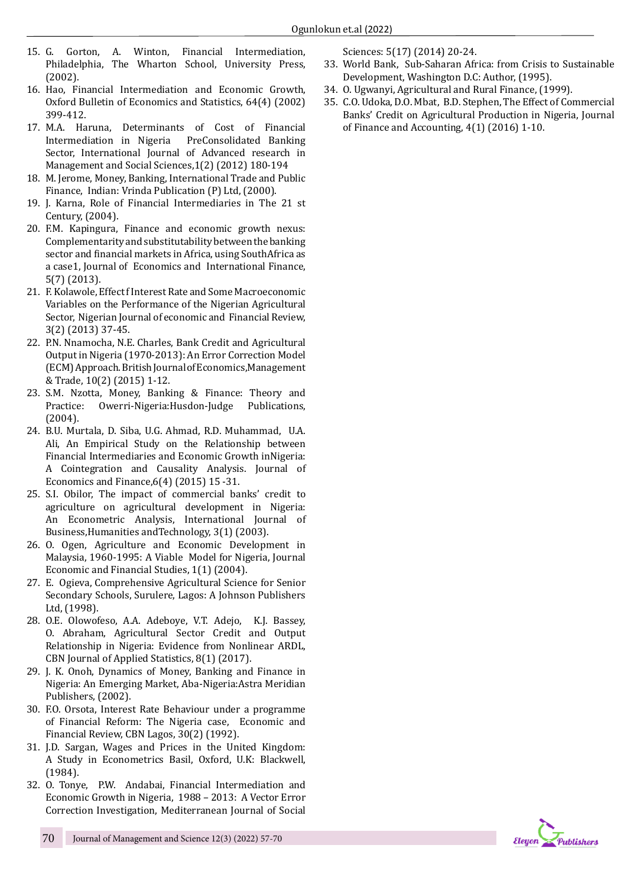15. G. Gorton, A. Winton, Financial Intermediation, Philadelphia, The Wharton School, University Press, (2002).
16. Hao, Financial Intermediation and Economic Growth, Oxford Bulletin of Economics and Statistics, 64(4) (2002) 399-412.
17. M.A. Haruna, Determinants of Cost of Financial Intermediation in Nigeria PreConsolidated Banking Sector, International Journal of Advanced research in Management and Social Sciences,1(2) (2012) 180-194
18. M. Jerome, Money, Banking, International Trade and Public Finance, Indian: Vrinda Publication (P) Ltd, (2000).
19. J. Karna, Role of Financial Intermediaries in The 21 st Century, (2004).
20. F.M. Kapingura, Finance and economic growth nexus: Complementarity and substitutability between the banking sector and financial markets in Africa, using SouthAfrica as a case1, Journal of Economics and International Finance, 5(7) (2013).
21. F. Kolawole, Effect f Interest Rate and Some Macroeconomic Variables on the Performance of the Nigerian Agricultural Sector, Nigerian Journal of economic and Financial Review, 3(2) (2013) 37-45.
22. P.N. Nnamocha, N.E. Charles, Bank Credit and Agricultural Output in Nigeria (1970-2013): An Error Correction Model (ECM) Approach. British Journal of Economics,Management & Trade, 10(2) (2015) 1-12.
23. S.M. Nzotta, Money, Banking & Finance: Theory and Practice: Owerri-Nigeria:Husdon-Judge Publications, (2004).
24. B.U. Murtala, D. Siba, U.G. Ahmad, R.D. Muhammad, U.A. Ali, An Empirical Study on the Relationship between Financial Intermediaries and Economic Growth inNigeria: A Cointegration and Causality Analysis. Journal of Economics and Finance,6(4) (2015) 15 -31.
25. S.I. Obilor, The impact of commercial banks' credit to agriculture on agricultural development in Nigeria: An Econometric Analysis, International Journal of Business,Humanities andTechnology, 3(1) (2003).
26. O. Ogen, Agriculture and Economic Development in Malaysia, 1960-1995: A Viable Model for Nigeria, Journal Economic and Financial Studies, 1(1) (2004).
27. E. Ogieva, Comprehensive Agricultural Science for Senior Secondary Schools, Surulere, Lagos: A Johnson Publishers Ltd, (1998).
28. O.E. Olowofeso, A.A. Adeboye, V.T. Adejo, K.J. Bassey, O. Abraham, Agricultural Sector Credit and Output Relationship in Nigeria: Evidence from Nonlinear ARDL, CBN Journal of Applied Statistics, 8(1) (2017).
29. J. K. Onoh, Dynamics of Money, Banking and Finance in Nigeria: An Emerging Market, Aba-Nigeria:Astra Meridian Publishers, (2002).
30. F.O. Orsota, Interest Rate Behaviour under a programme of Financial Reform: The Nigeria case, Economic and Financial Review, CBN Lagos, 30(2) (1992).
31. J.D. Sargan, Wages and Prices in the United Kingdom: A Study in Econometrics Basil, Oxford, U.K: Blackwell, (1984).
32. O. Tonye, P.W. Andabai, Financial Intermediation and Economic Growth in Nigeria, 1988 – 2013: A Vector Error Correction Investigation, Mediterranean Journal of Social Sciences: 5(17) (2014) 20-24.
33. World Bank, Sub-Saharan Africa: from Crisis to Sustainable Development, Washington D.C: Author, (1995).
34. O. Ugwanyi, Agricultural and Rural Finance, (1999).
35. C.O. Udoka, D.O. Mbat, B.D. Stephen, The Effect of Commercial Banks' Credit on Agricultural Production in Nigeria, Journal of Finance and Accounting, 4(1) (2016) 1-10.